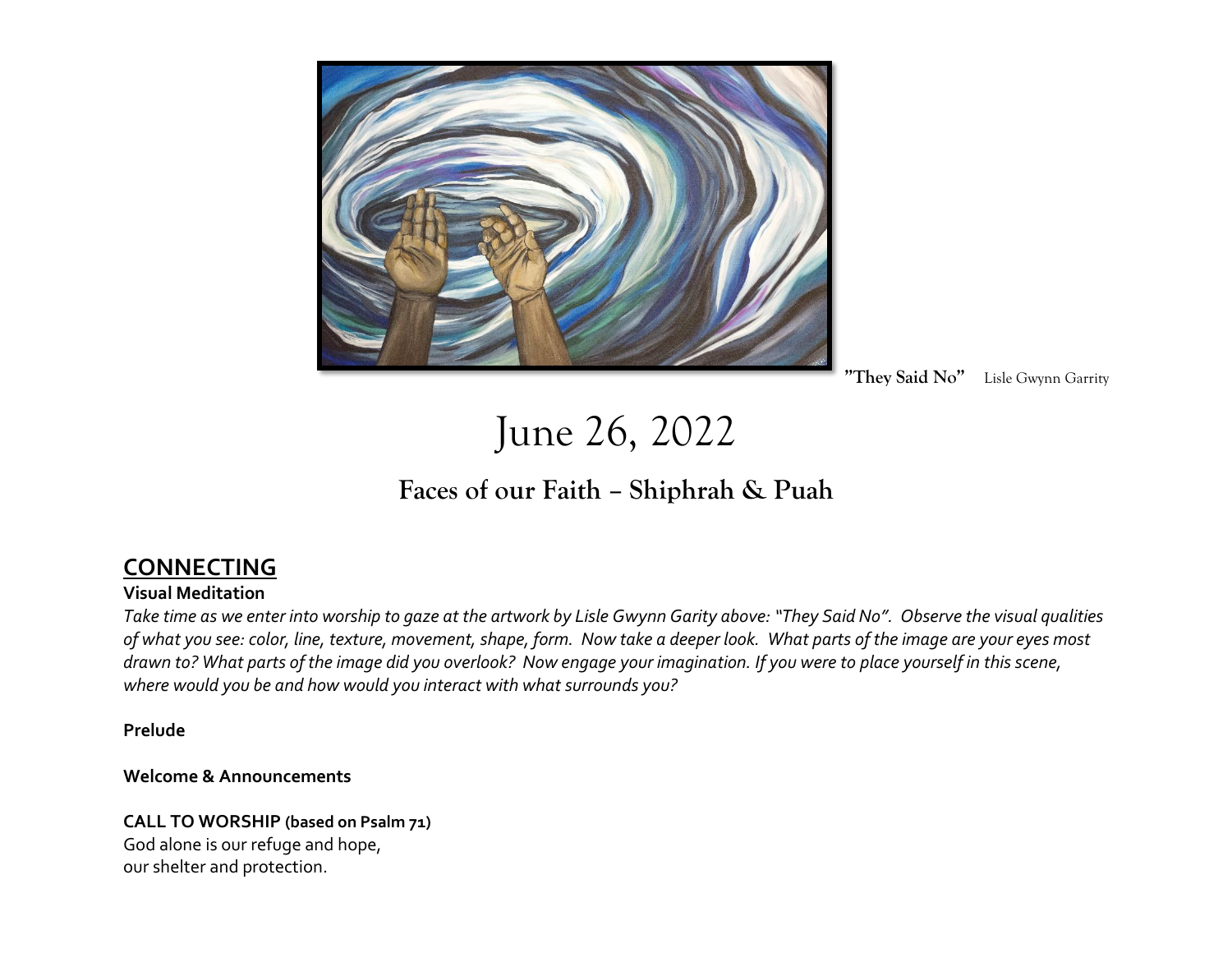**"They Said No"** Lisle Gwynn Garrity

# June 26, 2022

## Faces of our Faith – Shiphrah & Puah

### CONNECTING

**Visual Meditation**

*Take time as we enter into worship to gaze at the artwork by Lisle Gwynn Garity above: "They Said No". Observe the visual qualities of what you see: color, line, texture, movement, shape, form. Now take a deeper look. What parts of the image are your eyes most drawn to? What parts of the image did you overlook? Now engage your imagination. If you were to place yourself in this scene, where would you be and how would you interact with what surrounds you?*

**Prelude**

**Welcome & Announcements**

**CALL TO WORSHIP (based on Psalm 71)**

God alone is our refuge and hope,
our shelter and protection.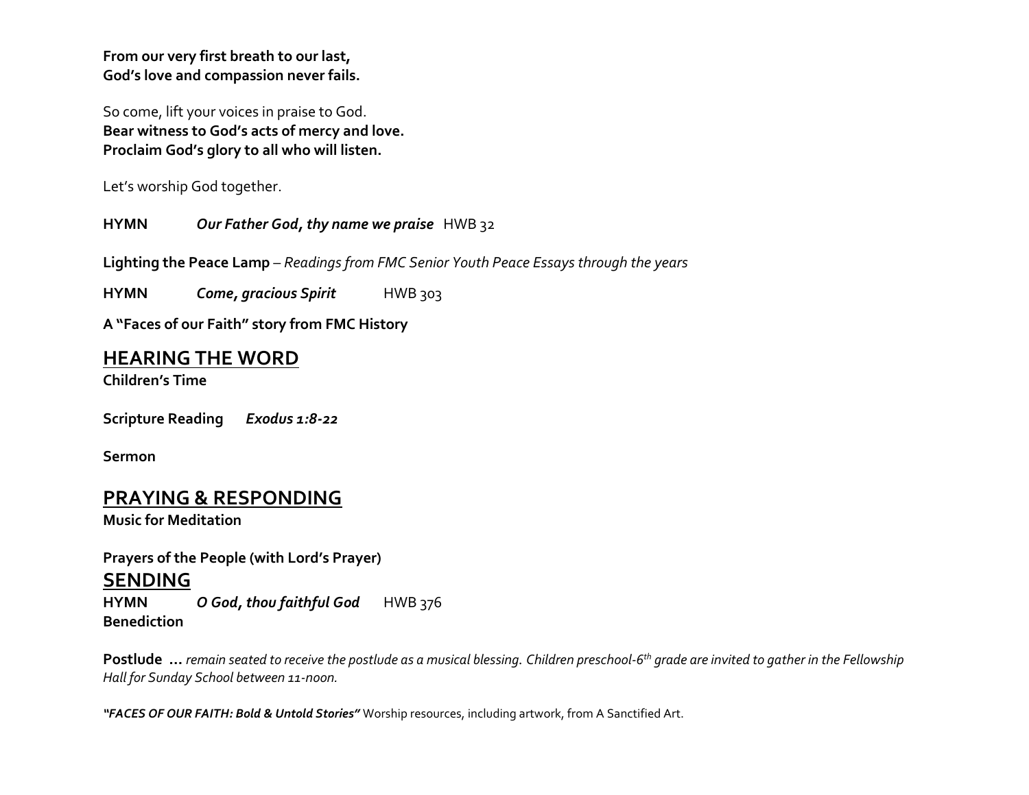**From our very first breath to our last,**
**God's love and compassion never fails.**

So come, lift your voices in praise to God.
**Bear witness to God's acts of mercy and love.**
**Proclaim God's glory to all who will listen.**

Let's worship God together.

**HYMN** ***Our Father God, thy name we praise*** HWB 32

**Lighting the Peace Lamp** – *Readings from FMC Senior Youth Peace Essays through the years*

**HYMN** ***Come, gracious Spirit*** HWB 303

**A "Faces of our Faith" story from FMC History**

## HEARING THE WORD

**Children's Time**

**Scripture Reading** ***Exodus 1:8-22***

**Sermon**

## PRAYING & RESPONDING

**Music for Meditation**

**Prayers of the People (with Lord's Prayer)**

## SENDING

**HYMN** ***O God, thou faithful God*** HWB 376
**Benediction**

**Postlude …** *remain seated to receive the postlude as a musical blessing. Children preschool-6th grade are invited to gather in the Fellowship Hall for Sunday School between 11-noon.*

***"FACES OF OUR FAITH: Bold & Untold Stories"*** Worship resources, including artwork, from A Sanctified Art.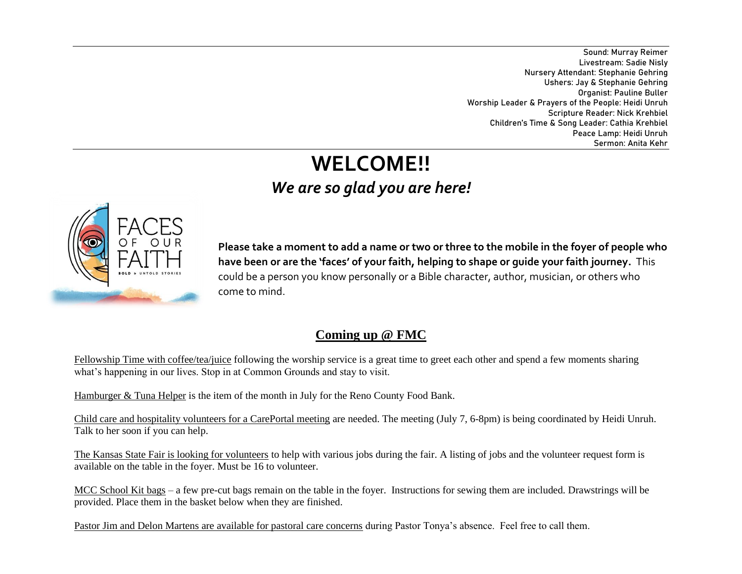Sound: Murray Reimer
Livestream: Sadie Nisly
Nursery Attendant: Stephanie Gehring
Ushers: Jay & Stephanie Gehring
Organist: Pauline Buller
Worship Leader & Prayers of the People: Heidi Unruh
Scripture Reader: Nick Krehbiel
Children's Time & Song Leader: Cathia Krehbiel
Peace Lamp: Heidi Unruh
Sermon: Anita Kehr

# WELCOME!!

## *We are so glad you are here!*

**Please take a moment to add a name or two or three to the mobile in the foyer of people who have been or are the 'faces' of your faith, helping to shape or guide your faith journey.** This could be a person you know personally or a Bible character, author, musician, or others who come to mind.

## Coming up @ FMC

Fellowship Time with coffee/tea/juice following the worship service is a great time to greet each other and spend a few moments sharing what's happening in our lives. Stop in at Common Grounds and stay to visit.

Hamburger & Tuna Helper is the item of the month in July for the Reno County Food Bank.

Child care and hospitality volunteers for a CarePortal meeting are needed. The meeting (July 7, 6-8pm) is being coordinated by Heidi Unruh. Talk to her soon if you can help.

The Kansas State Fair is looking for volunteers to help with various jobs during the fair. A listing of jobs and the volunteer request form is available on the table in the foyer. Must be 16 to volunteer.

MCC School Kit bags – a few pre-cut bags remain on the table in the foyer. Instructions for sewing them are included. Drawstrings will be provided. Place them in the basket below when they are finished.

Pastor Jim and Delon Martens are available for pastoral care concerns during Pastor Tonya's absence. Feel free to call them.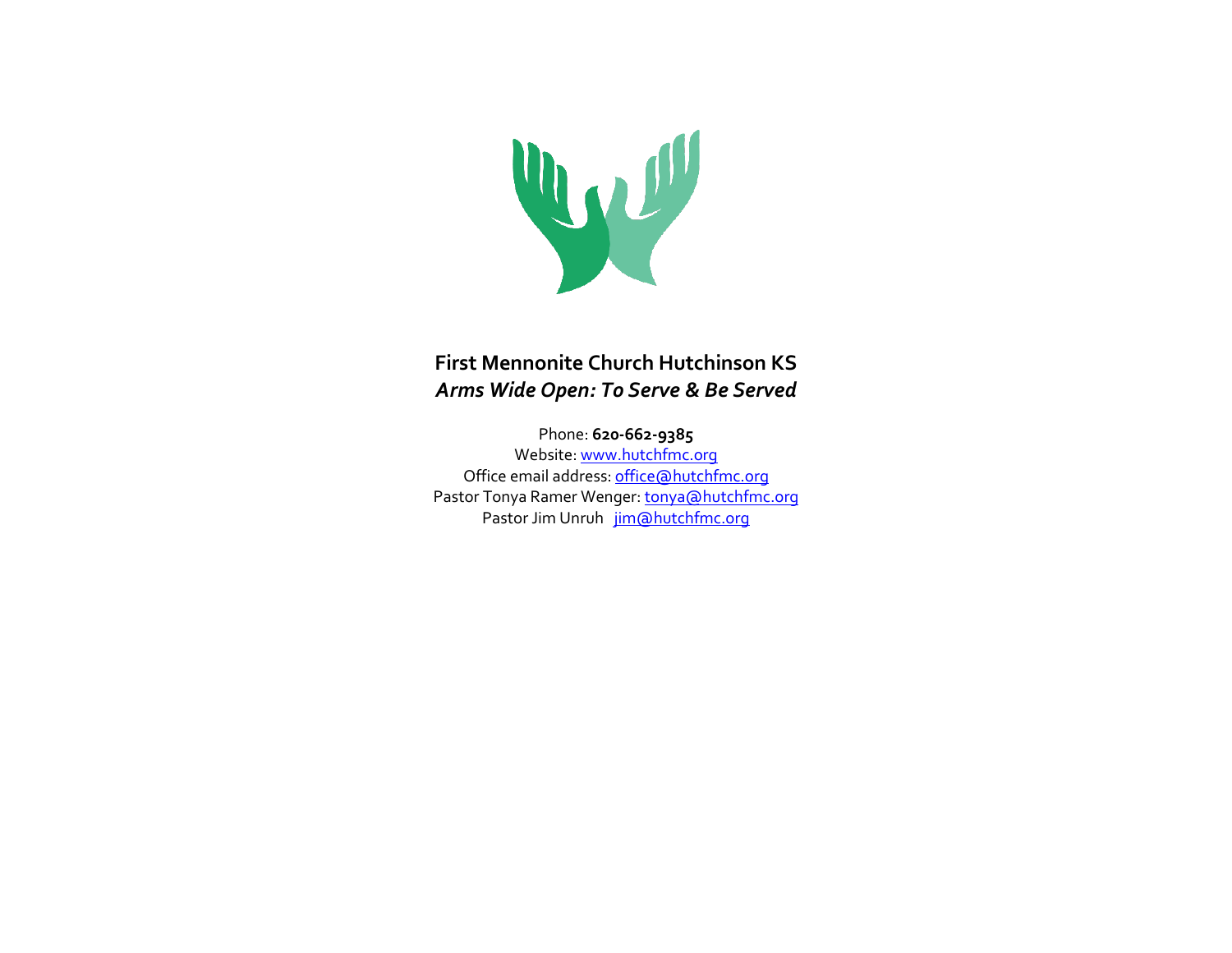**First Mennonite Church Hutchinson KS**
***Arms Wide Open: To Serve & Be Served***

Phone: **620-662-9385**
Website: www.hutchfmc.org
Office email address: office@hutchfmc.org
Pastor Tonya Ramer Wenger: tonya@hutchfmc.org
Pastor Jim Unruh jim@hutchfmc.org